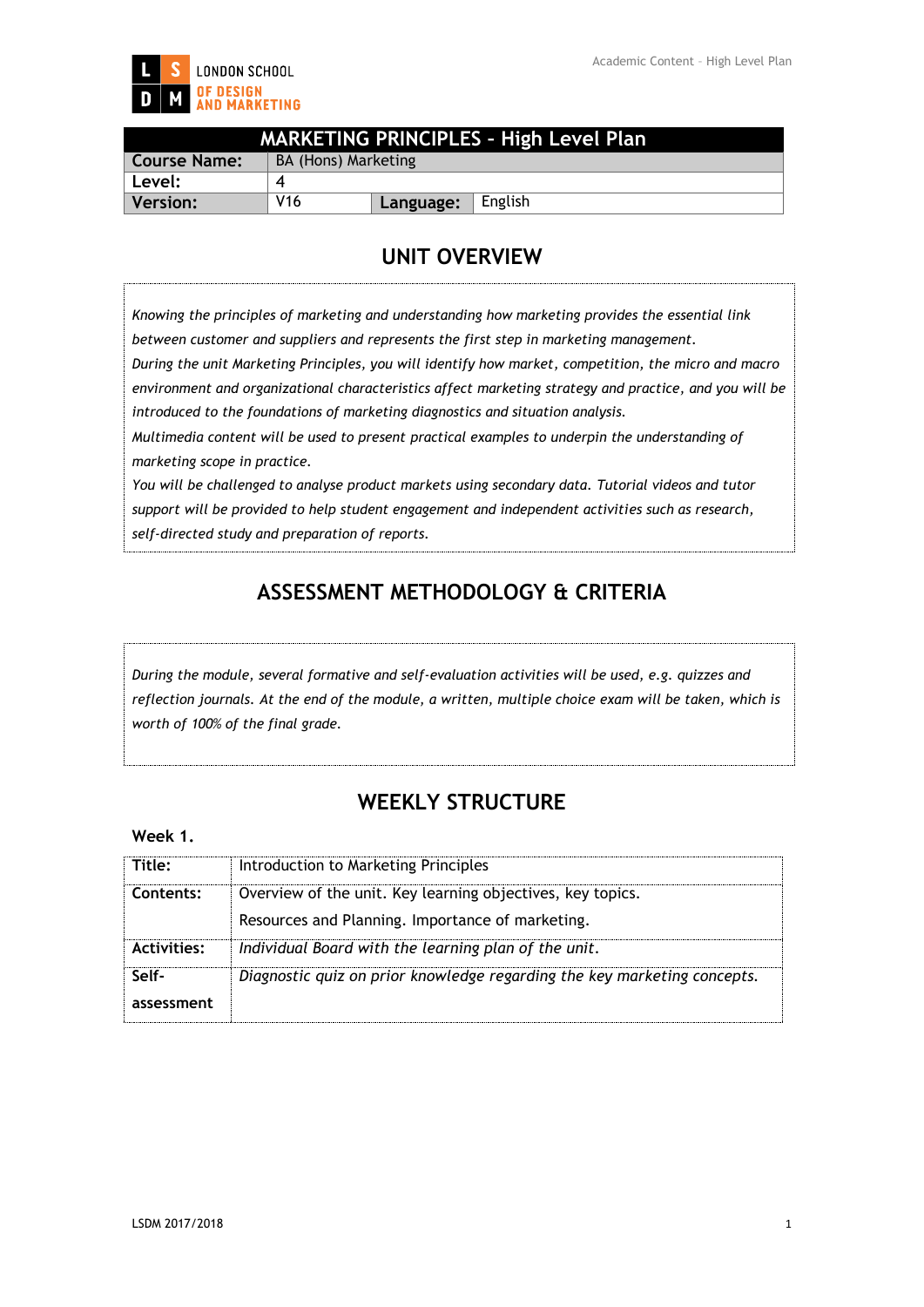LONDON SCHOOL OF DESIGN AND MARKETING

| MARKETING PRINCIPLES - High Level Plan | | | |
|---|---|---|---|
| **Course Name:** | BA (Hons) Marketing | | |
| **Level:** | 4 | | |
| **Version:** | V16 | **Language:** | English |

## UNIT OVERVIEW

*Knowing the principles of marketing and understanding how marketing provides the essential link between customer and suppliers and represents the first step in marketing management.*
*During the unit Marketing Principles, you will identify how market, competition, the micro and macro environment and organizational characteristics affect marketing strategy and practice, and you will be introduced to the foundations of marketing diagnostics and situation analysis.*
*Multimedia content will be used to present practical examples to underpin the understanding of marketing scope in practice.*
*You will be challenged to analyse product markets using secondary data. Tutorial videos and tutor support will be provided to help student engagement and independent activities such as research, self-directed study and preparation of reports.*

## ASSESSMENT METHODOLOGY & CRITERIA

*During the module, several formative and self-evaluation activities will be used, e.g. quizzes and reflection journals. At the end of the module, a written, multiple choice exam will be taken, which is worth of 100% of the final grade.*

## WEEKLY STRUCTURE

**Week 1.**

| **Title:** | Introduction to Marketing Principles |
|---|---|
| **Contents:** | Overview of the unit. Key learning objectives, key topics. Resources and Planning. Importance of marketing. |
| **Activities:** | *Individual Board with the learning plan of the unit.* |
| **Self-assessment** | *Diagnostic quiz on prior knowledge regarding the key marketing concepts.* |

LSDM 2017/2018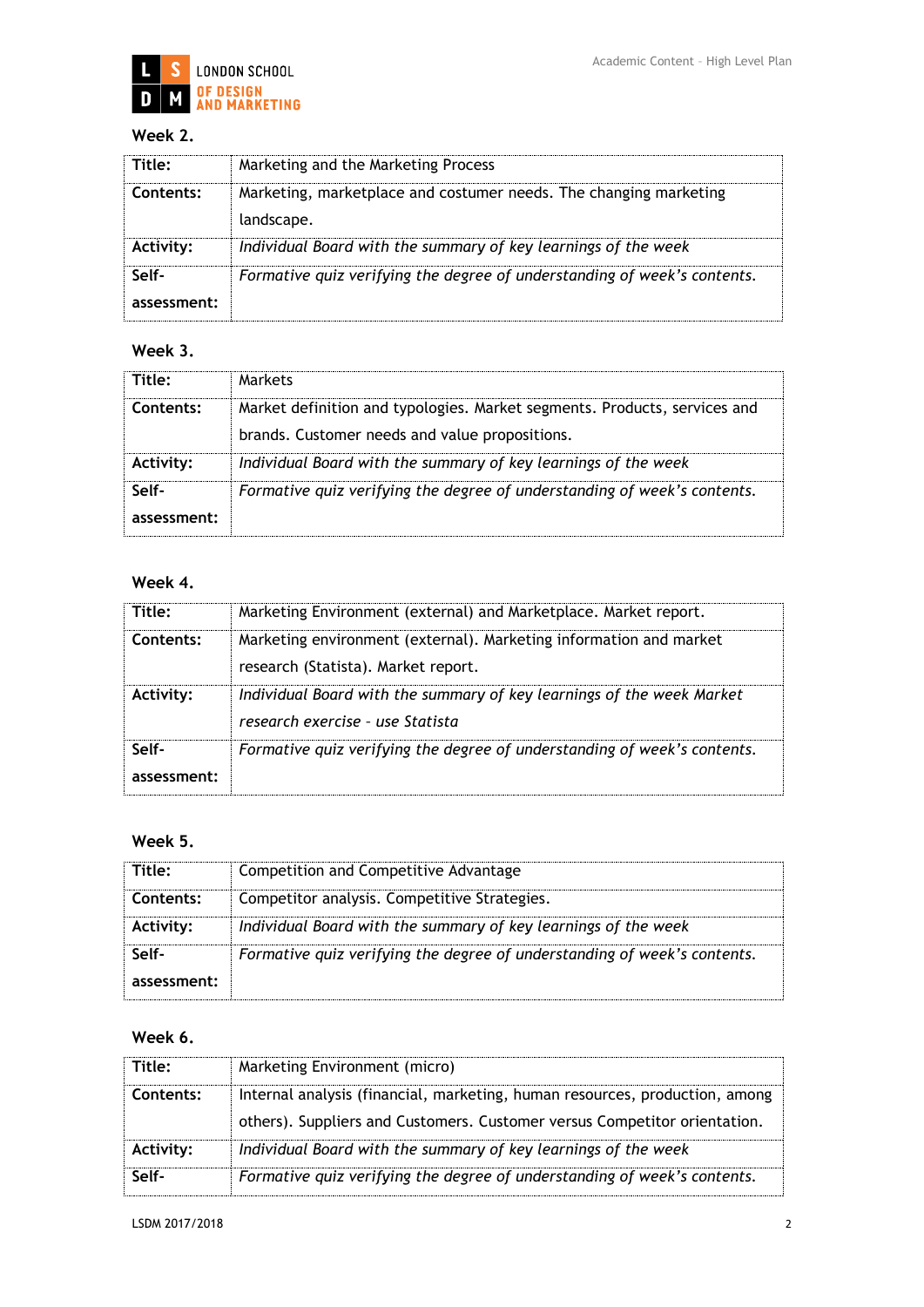**Week 2.**

| **Title:** | Marketing and the Marketing Process |
|---|---|
| **Contents:** | Marketing, marketplace and costumer needs. The changing marketing landscape. |
| **Activity:** | *Individual Board with the summary of key learnings of the week* |
| **Self-assessment:** | *Formative quiz verifying the degree of understanding of week's contents.* |

**Week 3.**

| **Title:** | Markets |
|---|---|
| **Contents:** | Market definition and typologies. Market segments. Products, services and brands. Customer needs and value propositions. |
| **Activity:** | *Individual Board with the summary of key learnings of the week* |
| **Self-assessment:** | *Formative quiz verifying the degree of understanding of week's contents.* |

**Week 4.**

| **Title:** | Marketing Environment (external) and Marketplace. Market report. |
|---|---|
| **Contents:** | Marketing environment (external). Marketing information and market research (Statista). Market report. |
| **Activity:** | *Individual Board with the summary of key learnings of the week Market research exercise - use Statista* |
| **Self-assessment:** | *Formative quiz verifying the degree of understanding of week's contents.* |

**Week 5.**

| **Title:** | Competition and Competitive Advantage |
|---|---|
| **Contents:** | Competitor analysis. Competitive Strategies. |
| **Activity:** | *Individual Board with the summary of key learnings of the week* |
| **Self-assessment:** | *Formative quiz verifying the degree of understanding of week's contents.* |

**Week 6.**

| **Title:** | Marketing Environment (micro) |
|---|---|
| **Contents:** | Internal analysis (financial, marketing, human resources, production, among others). Suppliers and Customers. Customer versus Competitor orientation. |
| **Activity:** | *Individual Board with the summary of key learnings of the week* |
| **Self-** | *Formative quiz verifying the degree of understanding of week's contents.* |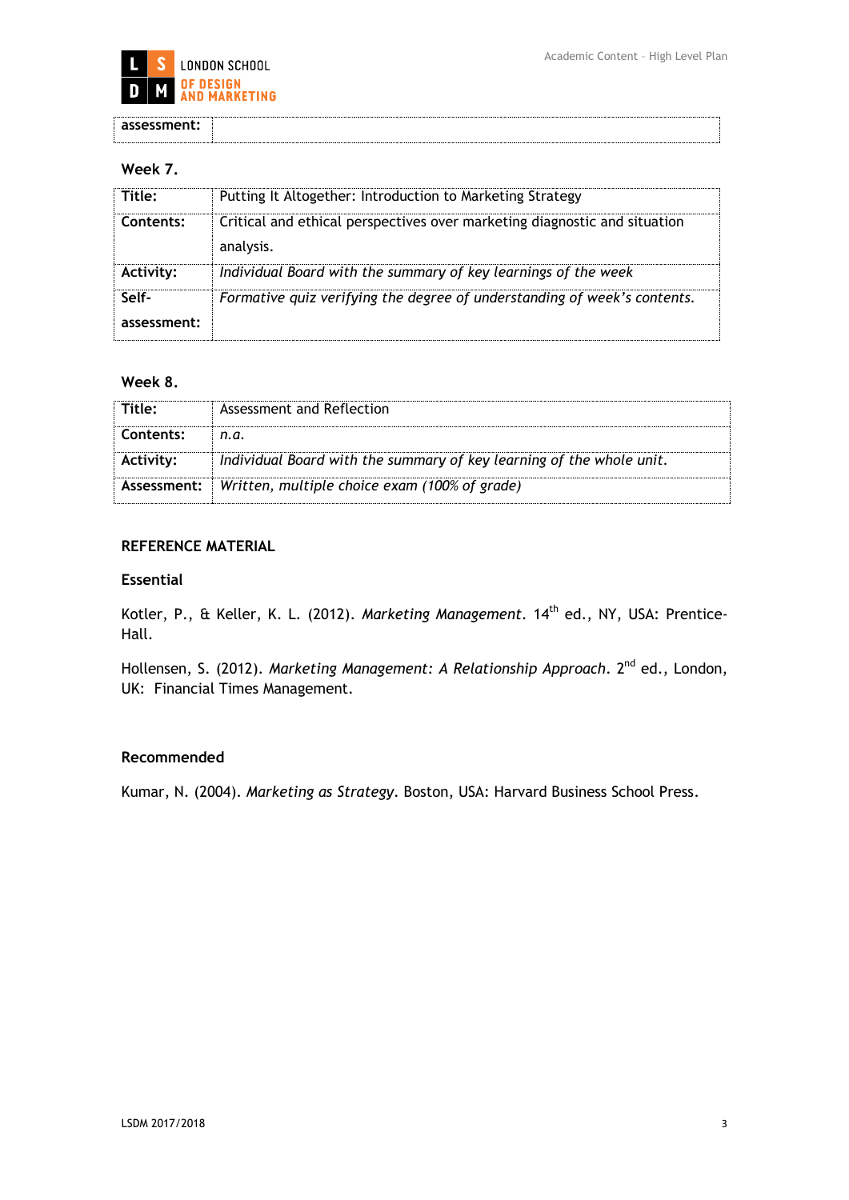| | |
|---|---|
| assessment: | |

**Week 7.**

| | |
|---|---|
| Title: | Putting It Altogether: Introduction to Marketing Strategy |
| Contents: | Critical and ethical perspectives over marketing diagnostic and situation analysis. |
| Activity: | *Individual Board with the summary of key learnings of the week* |
| Self-assessment: | *Formative quiz verifying the degree of understanding of week's contents.* |

**Week 8.**

| | |
|---|---|
| Title: | Assessment and Reflection |
| Contents: | *n.a.* |
| Activity: | *Individual Board with the summary of key learning of the whole unit.* |
| Assessment: | *Written, multiple choice exam (100% of grade)* |

**REFERENCE MATERIAL**

**Essential**

Kotler, P., & Keller, K. L. (2012). *Marketing Management*. 14th ed., NY, USA: Prentice-Hall.

Hollensen, S. (2012). *Marketing Management: A Relationship Approach*. 2nd ed., London, UK: Financial Times Management.

**Recommended**

Kumar, N. (2004). *Marketing as Strategy*. Boston, USA: Harvard Business School Press.